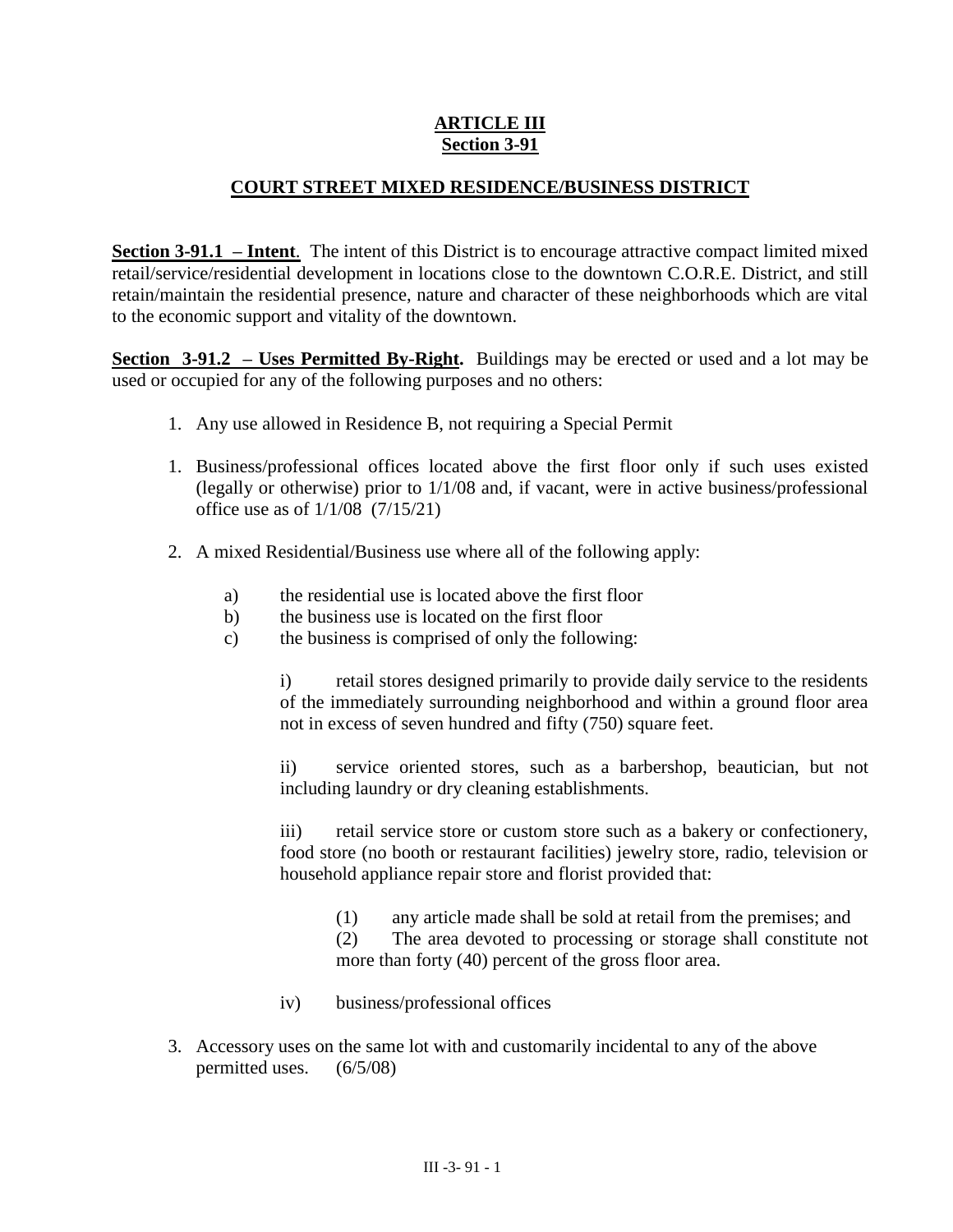# ARTICLE III
## Section 3-91

## COURT STREET MIXED RESIDENCE/BUSINESS DISTRICT

**Section 3-91.1 – Intent**. The intent of this District is to encourage attractive compact limited mixed retail/service/residential development in locations close to the downtown C.O.R.E. District, and still retain/maintain the residential presence, nature and character of these neighborhoods which are vital to the economic support and vitality of the downtown.

**Section 3-91.2 – Uses Permitted By-Right.** Buildings may be erected or used and a lot may be used or occupied for any of the following purposes and no others:

1. Any use allowed in Residence B, not requiring a Special Permit

1. Business/professional offices located above the first floor only if such uses existed (legally or otherwise) prior to 1/1/08 and, if vacant, were in active business/professional office use as of 1/1/08 (7/15/21)

2. A mixed Residential/Business use where all of the following apply:

   a) the residential use is located above the first floor
   
   b) the business use is located on the first floor
   
   c) the business is comprised of only the following:

      i) retail stores designed primarily to provide daily service to the residents of the immediately surrounding neighborhood and within a ground floor area not in excess of seven hundred and fifty (750) square feet.

      ii) service oriented stores, such as a barbershop, beautician, but not including laundry or dry cleaning establishments.

      iii) retail service store or custom store such as a bakery or confectionery, food store (no booth or restaurant facilities) jewelry store, radio, television or household appliance repair store and florist provided that:

         (1) any article made shall be sold at retail from the premises; and
         
         (2) The area devoted to processing or storage shall constitute not more than forty (40) percent of the gross floor area.

      iv) business/professional offices

3. Accessory uses on the same lot with and customarily incidental to any of the above permitted uses. (6/5/08)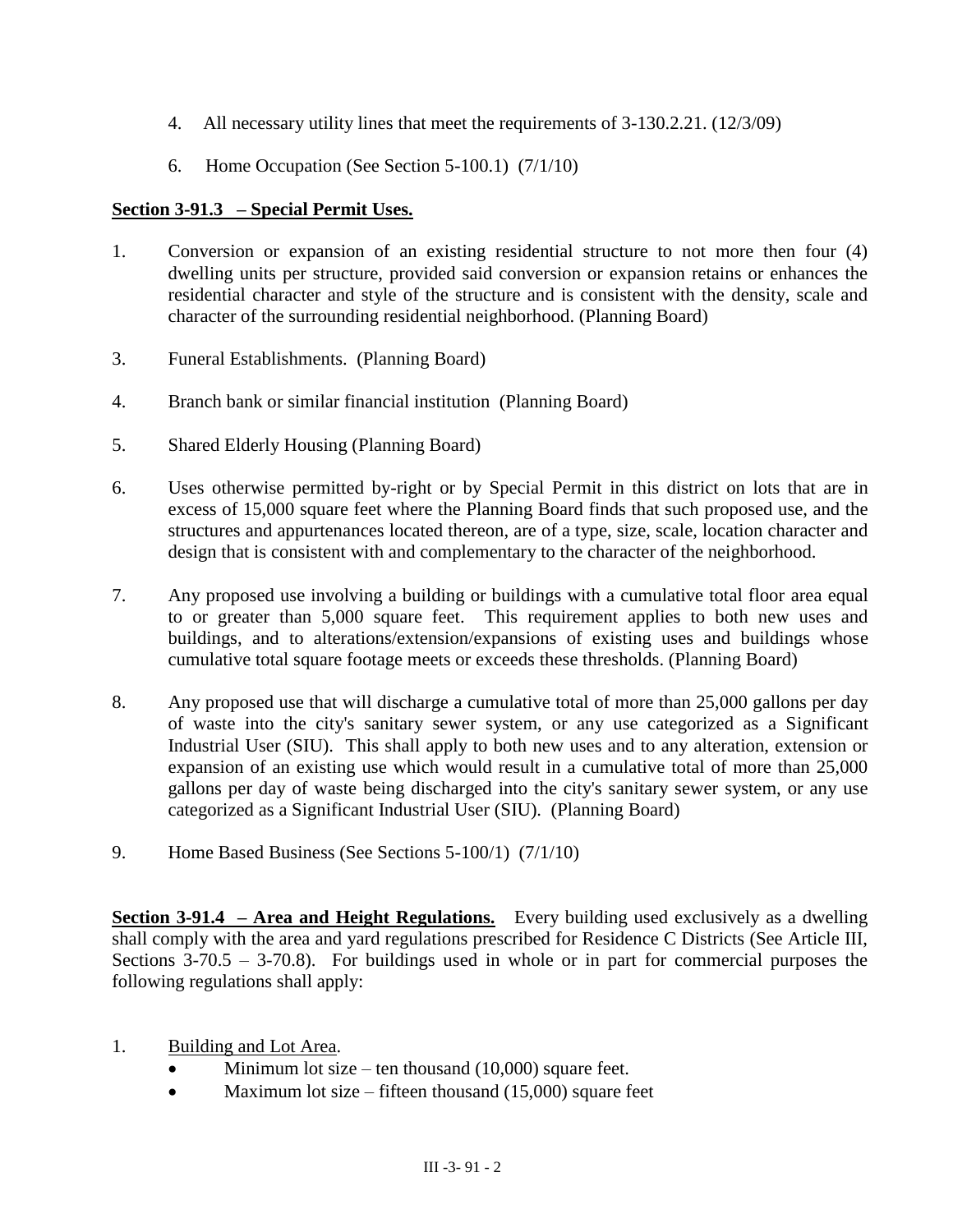4. All necessary utility lines that meet the requirements of 3-130.2.21. (12/3/09)

6. Home Occupation (See Section 5-100.1) (7/1/10)

**Section 3-91.3 – Special Permit Uses.**

1. Conversion or expansion of an existing residential structure to not more then four (4) dwelling units per structure, provided said conversion or expansion retains or enhances the residential character and style of the structure and is consistent with the density, scale and character of the surrounding residential neighborhood. (Planning Board)

3. Funeral Establishments. (Planning Board)

4. Branch bank or similar financial institution (Planning Board)

5. Shared Elderly Housing (Planning Board)

6. Uses otherwise permitted by-right or by Special Permit in this district on lots that are in excess of 15,000 square feet where the Planning Board finds that such proposed use, and the structures and appurtenances located thereon, are of a type, size, scale, location character and design that is consistent with and complementary to the character of the neighborhood.

7. Any proposed use involving a building or buildings with a cumulative total floor area equal to or greater than 5,000 square feet. This requirement applies to both new uses and buildings, and to alterations/extension/expansions of existing uses and buildings whose cumulative total square footage meets or exceeds these thresholds. (Planning Board)

8. Any proposed use that will discharge a cumulative total of more than 25,000 gallons per day of waste into the city's sanitary sewer system, or any use categorized as a Significant Industrial User (SIU). This shall apply to both new uses and to any alteration, extension or expansion of an existing use which would result in a cumulative total of more than 25,000 gallons per day of waste being discharged into the city's sanitary sewer system, or any use categorized as a Significant Industrial User (SIU). (Planning Board)

9. Home Based Business (See Sections 5-100/1) (7/1/10)

**Section 3-91.4 – Area and Height Regulations.** Every building used exclusively as a dwelling shall comply with the area and yard regulations prescribed for Residence C Districts (See Article III, Sections 3-70.5 – 3-70.8). For buildings used in whole or in part for commercial purposes the following regulations shall apply:

1. Building and Lot Area.
   - Minimum lot size – ten thousand (10,000) square feet.
   - Maximum lot size – fifteen thousand (15,000) square feet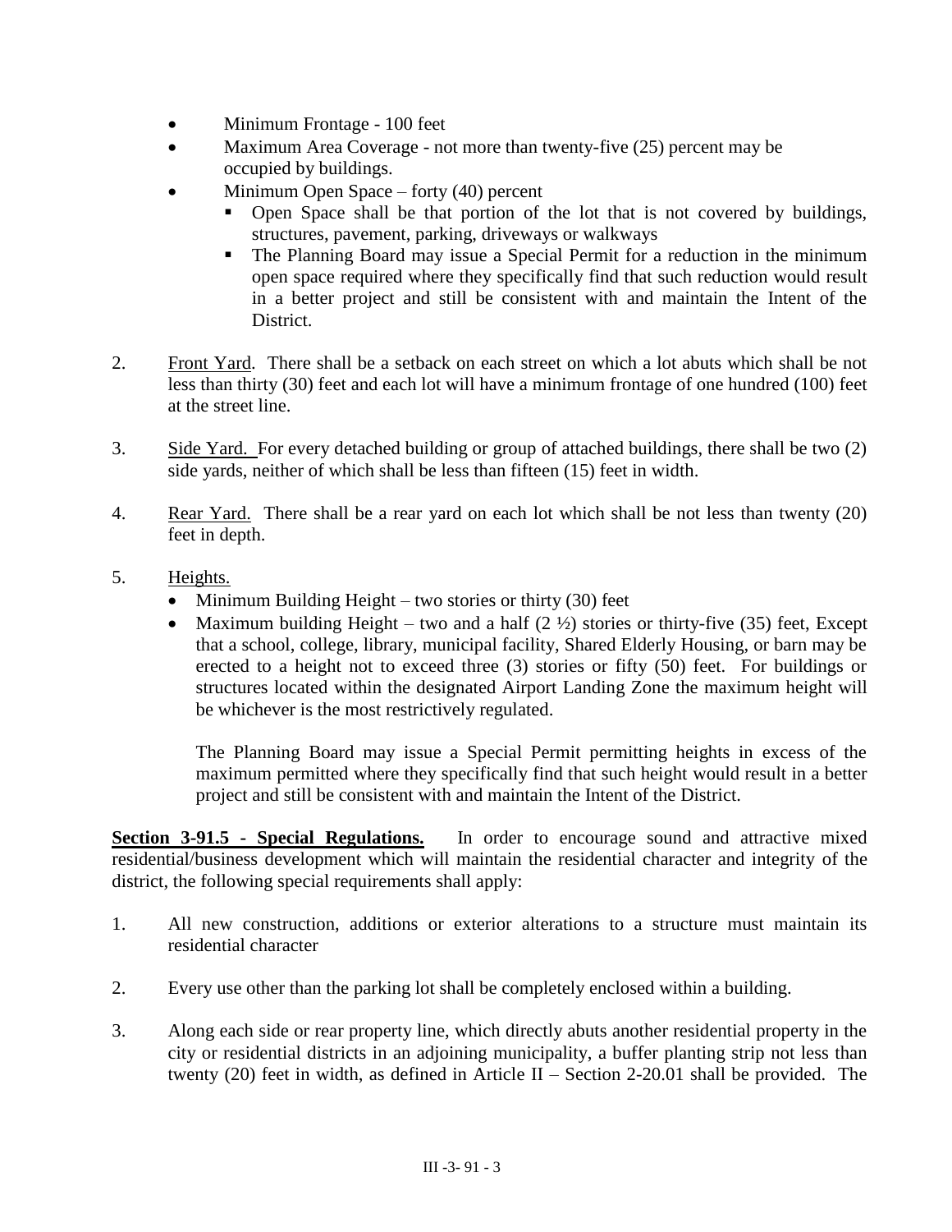- Minimum Frontage - 100 feet
- Maximum Area Coverage - not more than twenty-five (25) percent may be occupied by buildings.
- Minimum Open Space – forty (40) percent
  - Open Space shall be that portion of the lot that is not covered by buildings, structures, pavement, parking, driveways or walkways
  - The Planning Board may issue a Special Permit for a reduction in the minimum open space required where they specifically find that such reduction would result in a better project and still be consistent with and maintain the Intent of the District.

2. Front Yard. There shall be a setback on each street on which a lot abuts which shall be not less than thirty (30) feet and each lot will have a minimum frontage of one hundred (100) feet at the street line.

3. Side Yard. For every detached building or group of attached buildings, there shall be two (2) side yards, neither of which shall be less than fifteen (15) feet in width.

4. Rear Yard. There shall be a rear yard on each lot which shall be not less than twenty (20) feet in depth.

5. Heights.
   - Minimum Building Height – two stories or thirty (30) feet
   - Maximum building Height – two and a half (2 ½) stories or thirty-five (35) feet, Except that a school, college, library, municipal facility, Shared Elderly Housing, or barn may be erected to a height not to exceed three (3) stories or fifty (50) feet. For buildings or structures located within the designated Airport Landing Zone the maximum height will be whichever is the most restrictively regulated.

   The Planning Board may issue a Special Permit permitting heights in excess of the maximum permitted where they specifically find that such height would result in a better project and still be consistent with and maintain the Intent of the District.

**Section 3-91.5 - Special Regulations.** In order to encourage sound and attractive mixed residential/business development which will maintain the residential character and integrity of the district, the following special requirements shall apply:

1. All new construction, additions or exterior alterations to a structure must maintain its residential character

2. Every use other than the parking lot shall be completely enclosed within a building.

3. Along each side or rear property line, which directly abuts another residential property in the city or residential districts in an adjoining municipality, a buffer planting strip not less than twenty (20) feet in width, as defined in Article II – Section 2-20.01 shall be provided. The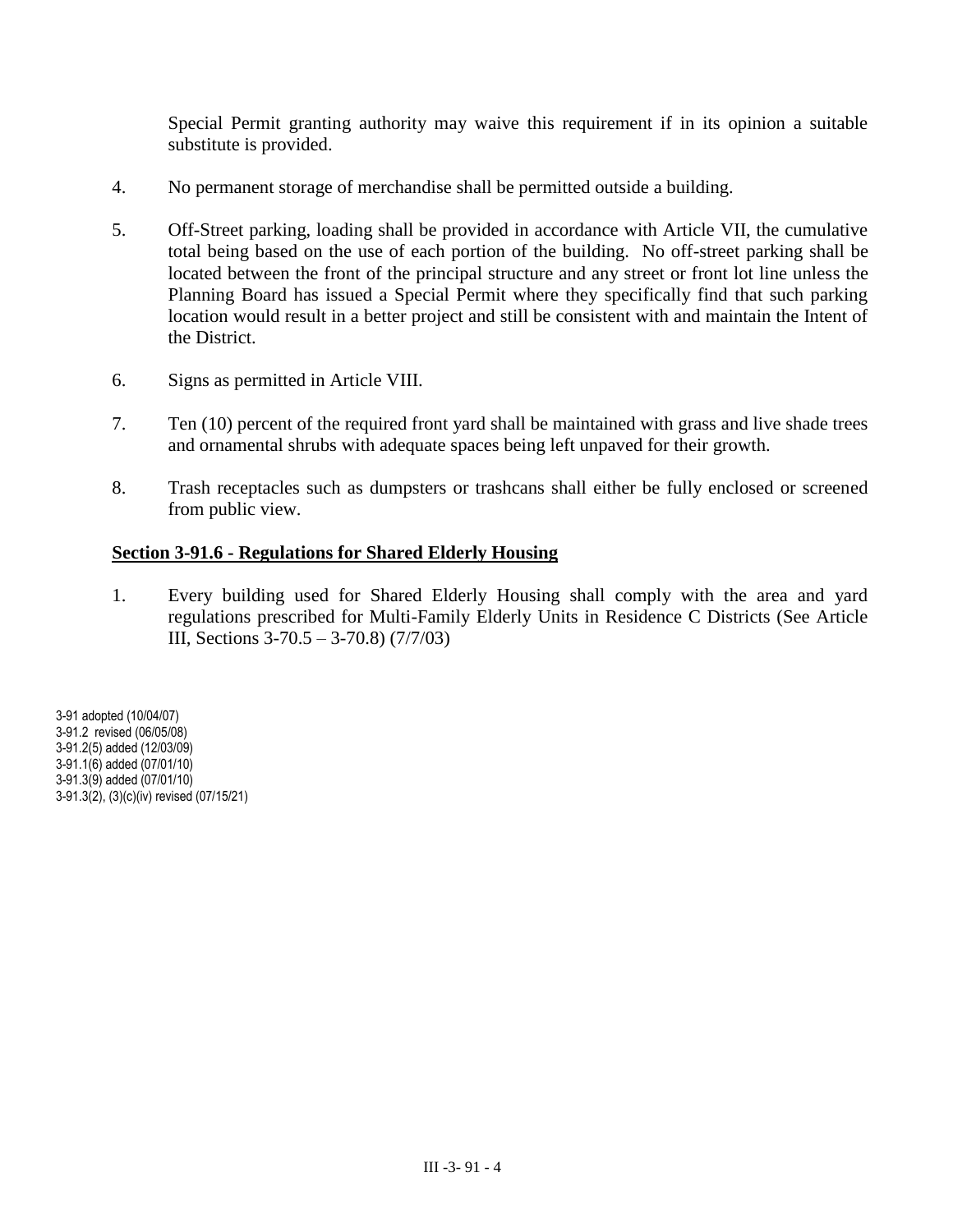Special Permit granting authority may waive this requirement if in its opinion a suitable substitute is provided.

4. No permanent storage of merchandise shall be permitted outside a building.

5. Off-Street parking, loading shall be provided in accordance with Article VII, the cumulative total being based on the use of each portion of the building. No off-street parking shall be located between the front of the principal structure and any street or front lot line unless the Planning Board has issued a Special Permit where they specifically find that such parking location would result in a better project and still be consistent with and maintain the Intent of the District.

6. Signs as permitted in Article VIII.

7. Ten (10) percent of the required front yard shall be maintained with grass and live shade trees and ornamental shrubs with adequate spaces being left unpaved for their growth.

8. Trash receptacles such as dumpsters or trashcans shall either be fully enclosed or screened from public view.

## Section 3-91.6 - Regulations for Shared Elderly Housing

1. Every building used for Shared Elderly Housing shall comply with the area and yard regulations prescribed for Multi-Family Elderly Units in Residence C Districts (See Article III, Sections 3-70.5 – 3-70.8) (7/7/03)

3-91 adopted (10/04/07)
3-91.2 revised (06/05/08)
3-91.2(5) added (12/03/09)
3-91.1(6) added (07/01/10)
3-91.3(9) added (07/01/10)
3-91.3(2), (3)(c)(iv) revised (07/15/21)